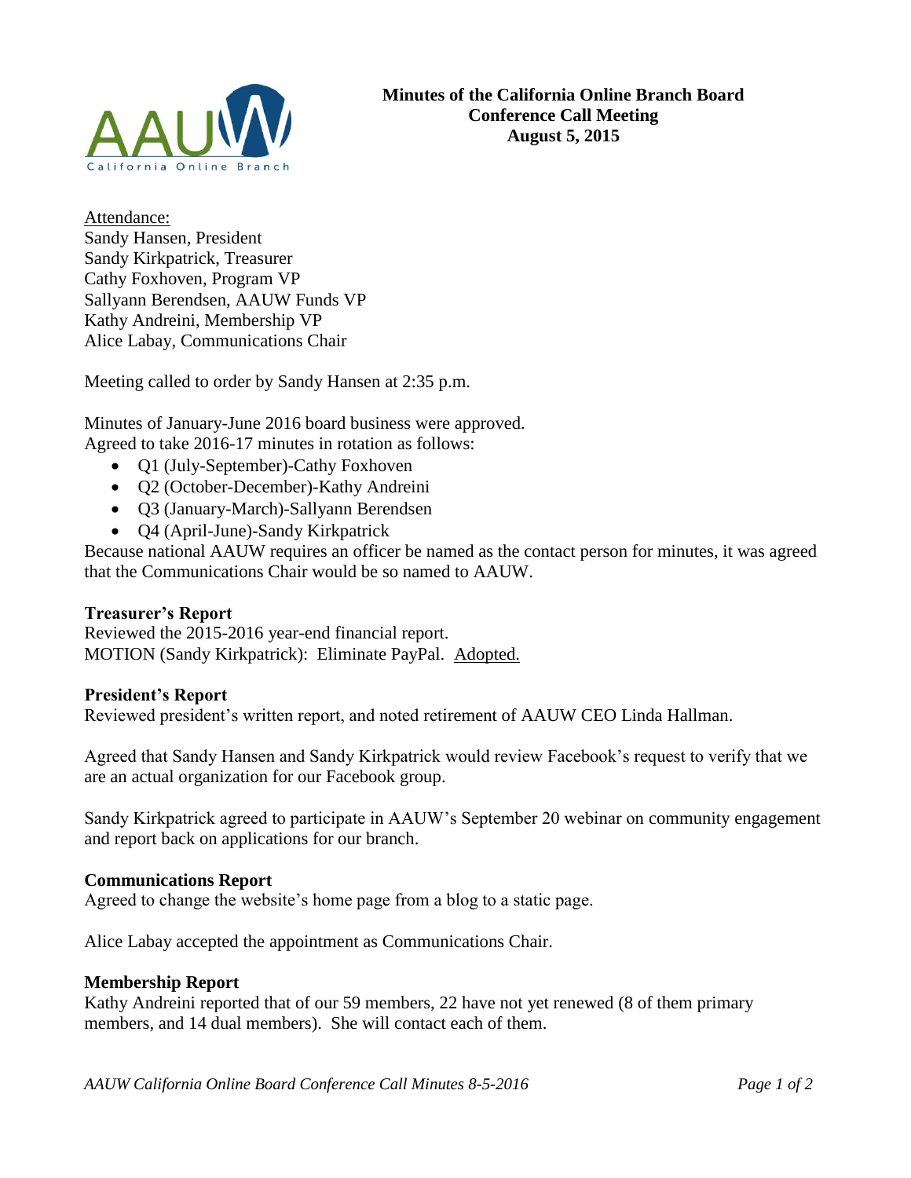**Minutes of the California Online Branch Board Conference Call Meeting August 5, 2015**

Attendance:
Sandy Hansen, President
Sandy Kirkpatrick, Treasurer
Cathy Foxhoven, Program VP
Sallyann Berendsen, AAUW Funds VP
Kathy Andreini, Membership VP
Alice Labay, Communications Chair

Meeting called to order by Sandy Hansen at 2:35 p.m.

Minutes of January-June 2016 board business were approved.
Agreed to take 2016-17 minutes in rotation as follows:

- Q1 (July-September)-Cathy Foxhoven
- Q2 (October-December)-Kathy Andreini
- Q3 (January-March)-Sallyann Berendsen
- Q4 (April-June)-Sandy Kirkpatrick

Because national AAUW requires an officer be named as the contact person for minutes, it was agreed that the Communications Chair would be so named to AAUW.

**Treasurer's Report**

Reviewed the 2015-2016 year-end financial report.
MOTION (Sandy Kirkpatrick): Eliminate PayPal. Adopted.

**President's Report**

Reviewed president's written report, and noted retirement of AAUW CEO Linda Hallman.

Agreed that Sandy Hansen and Sandy Kirkpatrick would review Facebook's request to verify that we are an actual organization for our Facebook group.

Sandy Kirkpatrick agreed to participate in AAUW's September 20 webinar on community engagement and report back on applications for our branch.

**Communications Report**

Agreed to change the website's home page from a blog to a static page.

Alice Labay accepted the appointment as Communications Chair.

**Membership Report**

Kathy Andreini reported that of our 59 members, 22 have not yet renewed (8 of them primary members, and 14 dual members). She will contact each of them.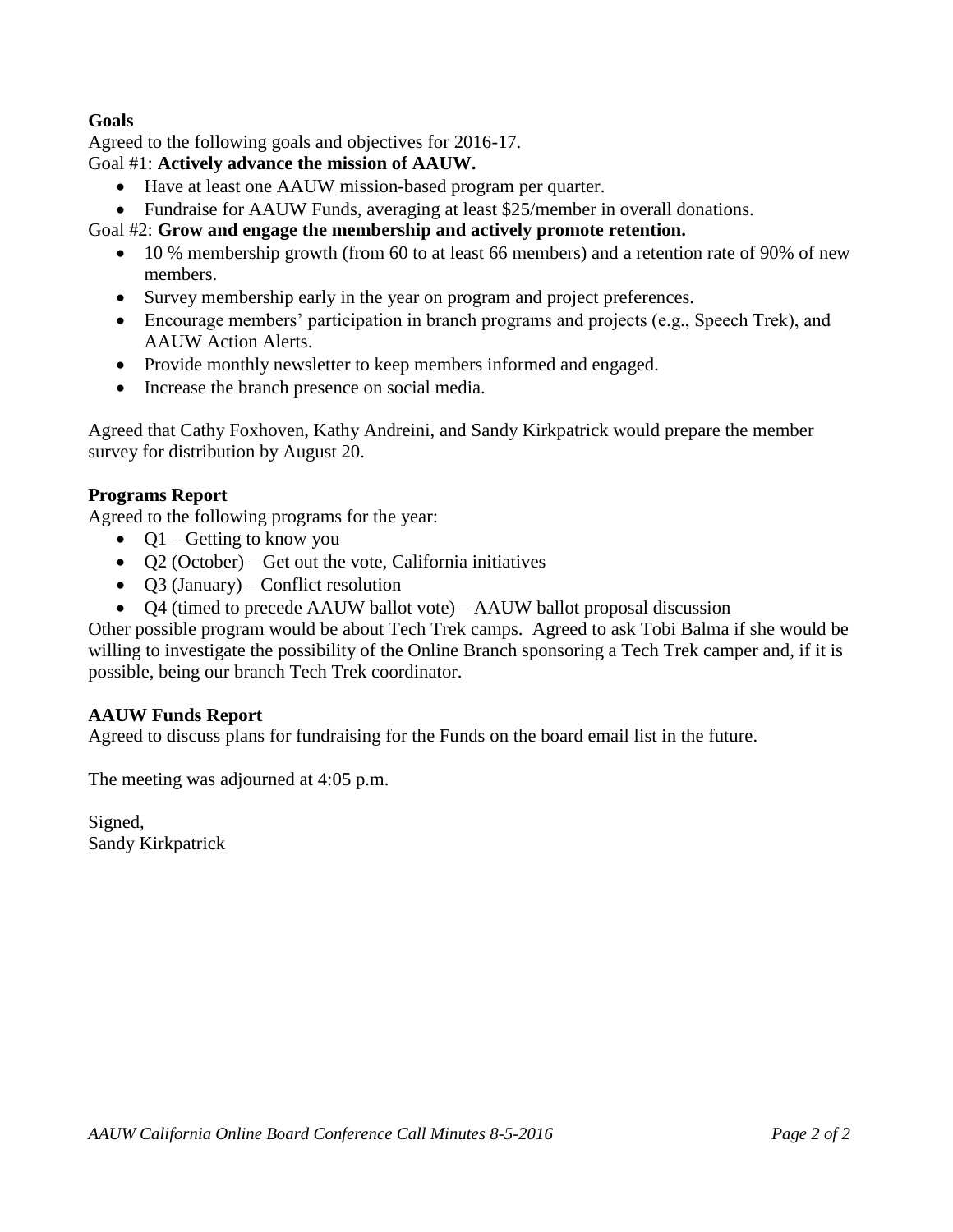**Goals**

Agreed to the following goals and objectives for 2016-17.

Goal #1: **Actively advance the mission of AAUW.**

- Have at least one AAUW mission-based program per quarter.
- Fundraise for AAUW Funds, averaging at least $25/member in overall donations.

Goal #2: **Grow and engage the membership and actively promote retention.**

- 10 % membership growth (from 60 to at least 66 members) and a retention rate of 90% of new members.
- Survey membership early in the year on program and project preferences.
- Encourage members' participation in branch programs and projects (e.g., Speech Trek), and AAUW Action Alerts.
- Provide monthly newsletter to keep members informed and engaged.
- Increase the branch presence on social media.

Agreed that Cathy Foxhoven, Kathy Andreini, and Sandy Kirkpatrick would prepare the member survey for distribution by August 20.

**Programs Report**

Agreed to the following programs for the year:

- Q1 – Getting to know you
- Q2 (October) – Get out the vote, California initiatives
- Q3 (January) – Conflict resolution
- Q4 (timed to precede AAUW ballot vote) – AAUW ballot proposal discussion

Other possible program would be about Tech Trek camps. Agreed to ask Tobi Balma if she would be willing to investigate the possibility of the Online Branch sponsoring a Tech Trek camper and, if it is possible, being our branch Tech Trek coordinator.

**AAUW Funds Report**

Agreed to discuss plans for fundraising for the Funds on the board email list in the future.

The meeting was adjourned at 4:05 p.m.

Signed,
Sandy Kirkpatrick